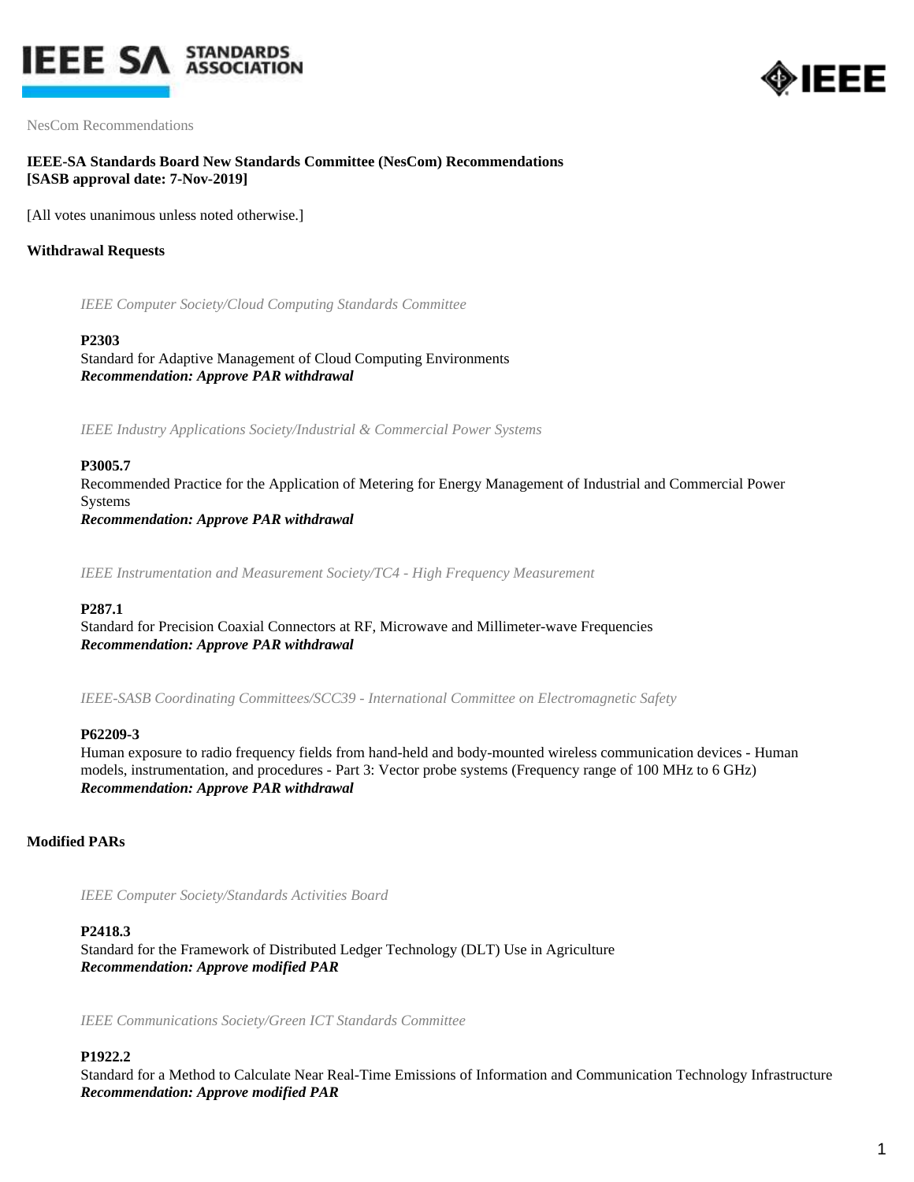NesCom Recommendations

**IEEE-SA Standards Board New Standards Committee (NesCom) Recommendations**
**[SASB approval date: 7-Nov-2019]**

[All votes unanimous unless noted otherwise.]

## Withdrawal Requests

*IEEE Computer Society/Cloud Computing Standards Committee*

**P2303**
Standard for Adaptive Management of Cloud Computing Environments
***Recommendation: Approve PAR withdrawal***

*IEEE Industry Applications Society/Industrial & Commercial Power Systems*

**P3005.7**
Recommended Practice for the Application of Metering for Energy Management of Industrial and Commercial Power Systems
***Recommendation: Approve PAR withdrawal***

*IEEE Instrumentation and Measurement Society/TC4 - High Frequency Measurement*

**P287.1**
Standard for Precision Coaxial Connectors at RF, Microwave and Millimeter-wave Frequencies
***Recommendation: Approve PAR withdrawal***

*IEEE-SASB Coordinating Committees/SCC39 - International Committee on Electromagnetic Safety*

**P62209-3**
Human exposure to radio frequency fields from hand-held and body-mounted wireless communication devices - Human models, instrumentation, and procedures - Part 3: Vector probe systems (Frequency range of 100 MHz to 6 GHz)
***Recommendation: Approve PAR withdrawal***

## Modified PARs

*IEEE Computer Society/Standards Activities Board*

**P2418.3**
Standard for the Framework of Distributed Ledger Technology (DLT) Use in Agriculture
***Recommendation: Approve modified PAR***

*IEEE Communications Society/Green ICT Standards Committee*

**P1922.2**
Standard for a Method to Calculate Near Real-Time Emissions of Information and Communication Technology Infrastructure
***Recommendation: Approve modified PAR***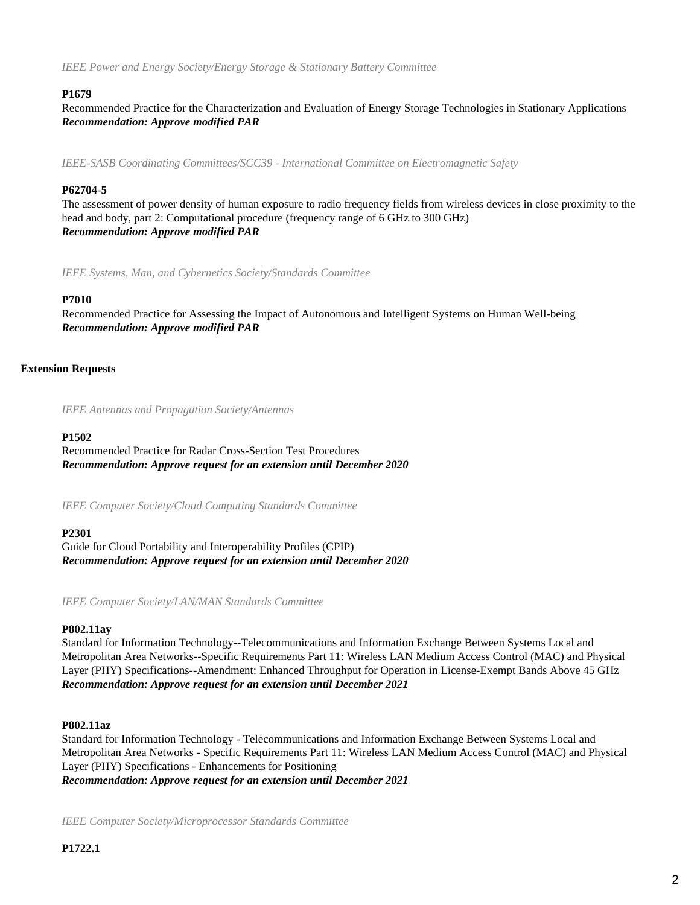*IEEE Power and Energy Society/Energy Storage & Stationary Battery Committee*

**P1679**
Recommended Practice for the Characterization and Evaluation of Energy Storage Technologies in Stationary Applications
***Recommendation: Approve modified PAR***

*IEEE-SASB Coordinating Committees/SCC39 - International Committee on Electromagnetic Safety*

**P62704-5**
The assessment of power density of human exposure to radio frequency fields from wireless devices in close proximity to the head and body, part 2: Computational procedure (frequency range of 6 GHz to 300 GHz)
***Recommendation: Approve modified PAR***

*IEEE Systems, Man, and Cybernetics Society/Standards Committee*

**P7010**
Recommended Practice for Assessing the Impact of Autonomous and Intelligent Systems on Human Well-being
***Recommendation: Approve modified PAR***

**Extension Requests**

*IEEE Antennas and Propagation Society/Antennas*

**P1502**
Recommended Practice for Radar Cross-Section Test Procedures
***Recommendation: Approve request for an extension until December 2020***

*IEEE Computer Society/Cloud Computing Standards Committee*

**P2301**
Guide for Cloud Portability and Interoperability Profiles (CPIP)
***Recommendation: Approve request for an extension until December 2020***

*IEEE Computer Society/LAN/MAN Standards Committee*

**P802.11ay**
Standard for Information Technology--Telecommunications and Information Exchange Between Systems Local and Metropolitan Area Networks--Specific Requirements Part 11: Wireless LAN Medium Access Control (MAC) and Physical Layer (PHY) Specifications--Amendment: Enhanced Throughput for Operation in License-Exempt Bands Above 45 GHz
***Recommendation: Approve request for an extension until December 2021***

**P802.11az**
Standard for Information Technology - Telecommunications and Information Exchange Between Systems Local and Metropolitan Area Networks - Specific Requirements Part 11: Wireless LAN Medium Access Control (MAC) and Physical Layer (PHY) Specifications - Enhancements for Positioning
***Recommendation: Approve request for an extension until December 2021***

*IEEE Computer Society/Microprocessor Standards Committee*

**P1722.1**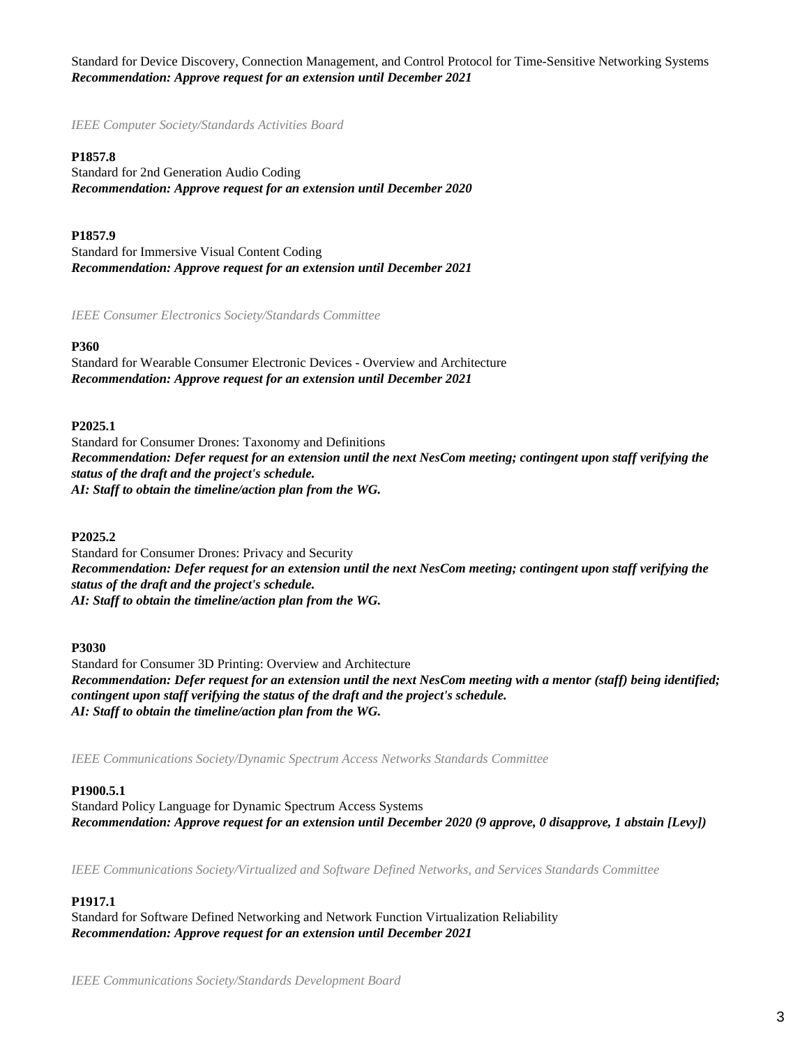Standard for Device Discovery, Connection Management, and Control Protocol for Time-Sensitive Networking Systems
***Recommendation: Approve request for an extension until December 2021***

*IEEE Computer Society/Standards Activities Board*

**P1857.8**
Standard for 2nd Generation Audio Coding
***Recommendation: Approve request for an extension until December 2020***

**P1857.9**
Standard for Immersive Visual Content Coding
***Recommendation: Approve request for an extension until December 2021***

*IEEE Consumer Electronics Society/Standards Committee*

**P360**
Standard for Wearable Consumer Electronic Devices - Overview and Architecture
***Recommendation: Approve request for an extension until December 2021***

**P2025.1**
Standard for Consumer Drones: Taxonomy and Definitions
***Recommendation: Defer request for an extension until the next NesCom meeting; contingent upon staff verifying the status of the draft and the project's schedule.***
***AI: Staff to obtain the timeline/action plan from the WG.***

**P2025.2**
Standard for Consumer Drones: Privacy and Security
***Recommendation: Defer request for an extension until the next NesCom meeting; contingent upon staff verifying the status of the draft and the project's schedule.***
***AI: Staff to obtain the timeline/action plan from the WG.***

**P3030**
Standard for Consumer 3D Printing: Overview and Architecture
***Recommendation: Defer request for an extension until the next NesCom meeting with a mentor (staff) being identified; contingent upon staff verifying the status of the draft and the project's schedule.***
***AI: Staff to obtain the timeline/action plan from the WG.***

*IEEE Communications Society/Dynamic Spectrum Access Networks Standards Committee*

**P1900.5.1**
Standard Policy Language for Dynamic Spectrum Access Systems
***Recommendation: Approve request for an extension until December 2020 (9 approve, 0 disapprove, 1 abstain [Levy])***

*IEEE Communications Society/Virtualized and Software Defined Networks, and Services Standards Committee*

**P1917.1**
Standard for Software Defined Networking and Network Function Virtualization Reliability
***Recommendation: Approve request for an extension until December 2021***

*IEEE Communications Society/Standards Development Board*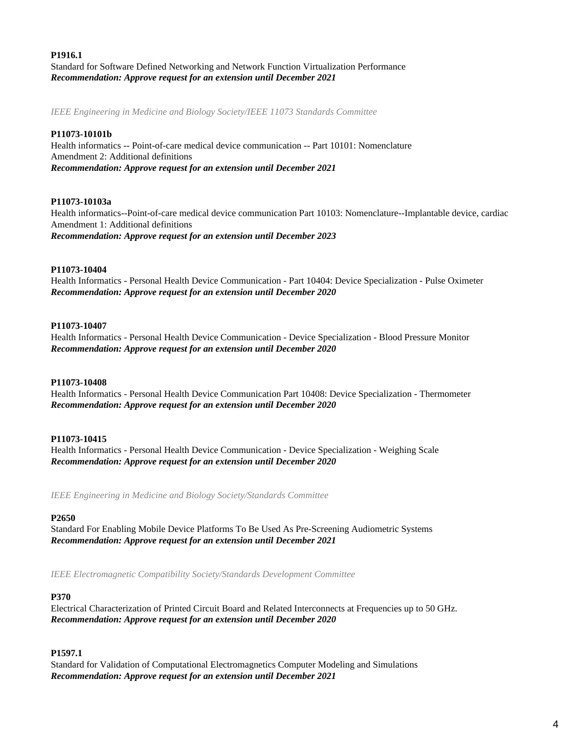**P1916.1**
Standard for Software Defined Networking and Network Function Virtualization Performance
***Recommendation: Approve request for an extension until December 2021***

*IEEE Engineering in Medicine and Biology Society/IEEE 11073 Standards Committee*

**P11073-10101b**
Health informatics -- Point-of-care medical device communication -- Part 10101: Nomenclature
Amendment 2: Additional definitions
***Recommendation: Approve request for an extension until December 2021***

**P11073-10103a**
Health informatics--Point-of-care medical device communication Part 10103: Nomenclature--Implantable device, cardiac
Amendment 1: Additional definitions
***Recommendation: Approve request for an extension until December 2023***

**P11073-10404**
Health Informatics - Personal Health Device Communication - Part 10404: Device Specialization - Pulse Oximeter
***Recommendation: Approve request for an extension until December 2020***

**P11073-10407**
Health Informatics - Personal Health Device Communication - Device Specialization - Blood Pressure Monitor
***Recommendation: Approve request for an extension until December 2020***

**P11073-10408**
Health Informatics - Personal Health Device Communication Part 10408: Device Specialization - Thermometer
***Recommendation: Approve request for an extension until December 2020***

**P11073-10415**
Health Informatics - Personal Health Device Communication - Device Specialization - Weighing Scale
***Recommendation: Approve request for an extension until December 2020***

*IEEE Engineering in Medicine and Biology Society/Standards Committee*

**P2650**
Standard For Enabling Mobile Device Platforms To Be Used As Pre-Screening Audiometric Systems
***Recommendation: Approve request for an extension until December 2021***

*IEEE Electromagnetic Compatibility Society/Standards Development Committee*

**P370**
Electrical Characterization of Printed Circuit Board and Related Interconnects at Frequencies up to 50 GHz.
***Recommendation: Approve request for an extension until December 2020***

**P1597.1**
Standard for Validation of Computational Electromagnetics Computer Modeling and Simulations
***Recommendation: Approve request for an extension until December 2021***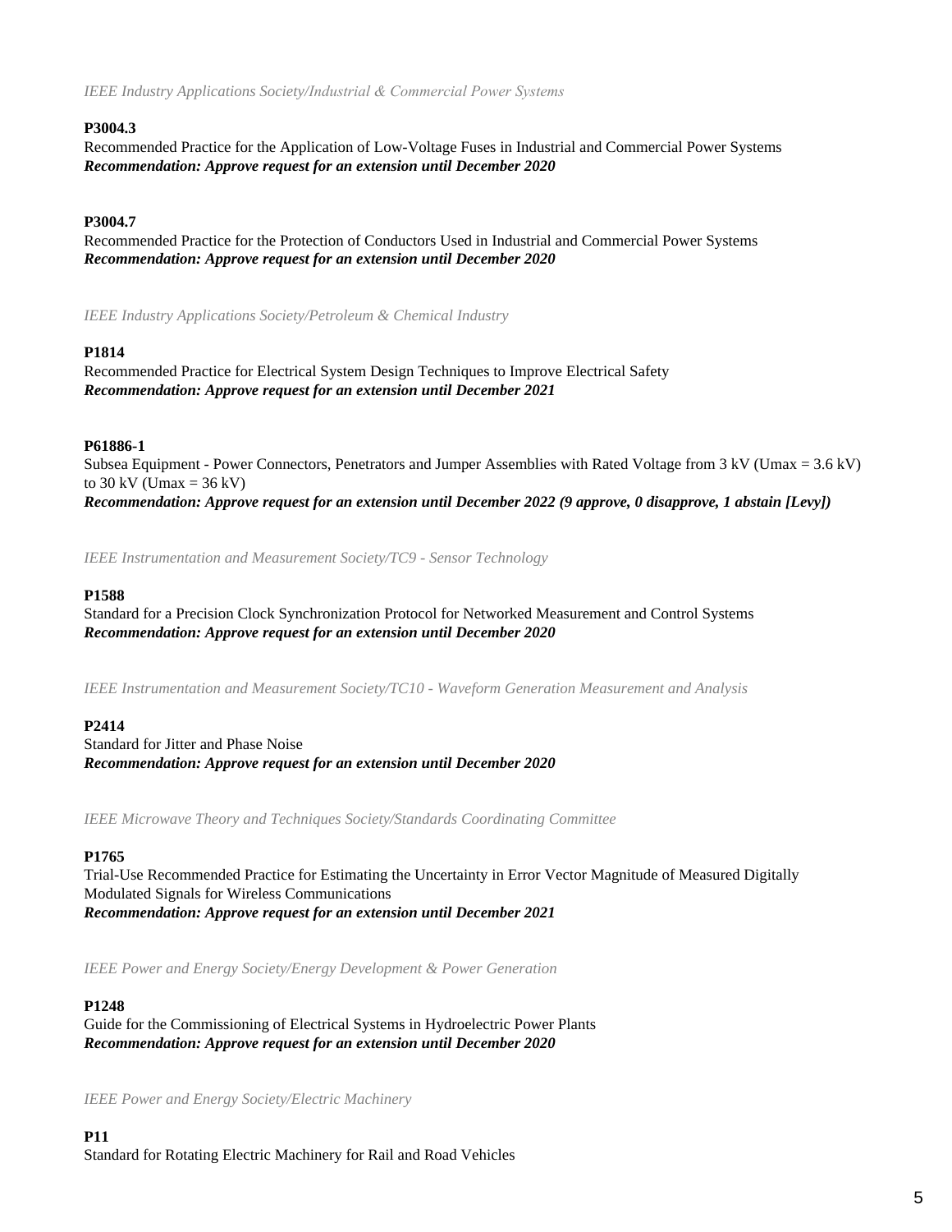*IEEE Industry Applications Society/Industrial & Commercial Power Systems*

**P3004.3**

Recommended Practice for the Application of Low-Voltage Fuses in Industrial and Commercial Power Systems

***Recommendation: Approve request for an extension until December 2020***

**P3004.7**

Recommended Practice for the Protection of Conductors Used in Industrial and Commercial Power Systems

***Recommendation: Approve request for an extension until December 2020***

*IEEE Industry Applications Society/Petroleum & Chemical Industry*

**P1814**

Recommended Practice for Electrical System Design Techniques to Improve Electrical Safety

***Recommendation: Approve request for an extension until December 2021***

**P61886-1**

Subsea Equipment - Power Connectors, Penetrators and Jumper Assemblies with Rated Voltage from 3 kV (Umax = 3.6 kV) to 30 kV (Umax = 36 kV)

***Recommendation: Approve request for an extension until December 2022 (9 approve, 0 disapprove, 1 abstain [Levy])***

*IEEE Instrumentation and Measurement Society/TC9 - Sensor Technology*

**P1588**

Standard for a Precision Clock Synchronization Protocol for Networked Measurement and Control Systems

***Recommendation: Approve request for an extension until December 2020***

*IEEE Instrumentation and Measurement Society/TC10 - Waveform Generation Measurement and Analysis*

**P2414**

Standard for Jitter and Phase Noise

***Recommendation: Approve request for an extension until December 2020***

*IEEE Microwave Theory and Techniques Society/Standards Coordinating Committee*

**P1765**

Trial-Use Recommended Practice for Estimating the Uncertainty in Error Vector Magnitude of Measured Digitally Modulated Signals for Wireless Communications

***Recommendation: Approve request for an extension until December 2021***

*IEEE Power and Energy Society/Energy Development & Power Generation*

**P1248**

Guide for the Commissioning of Electrical Systems in Hydroelectric Power Plants

***Recommendation: Approve request for an extension until December 2020***

*IEEE Power and Energy Society/Electric Machinery*

**P11**

Standard for Rotating Electric Machinery for Rail and Road Vehicles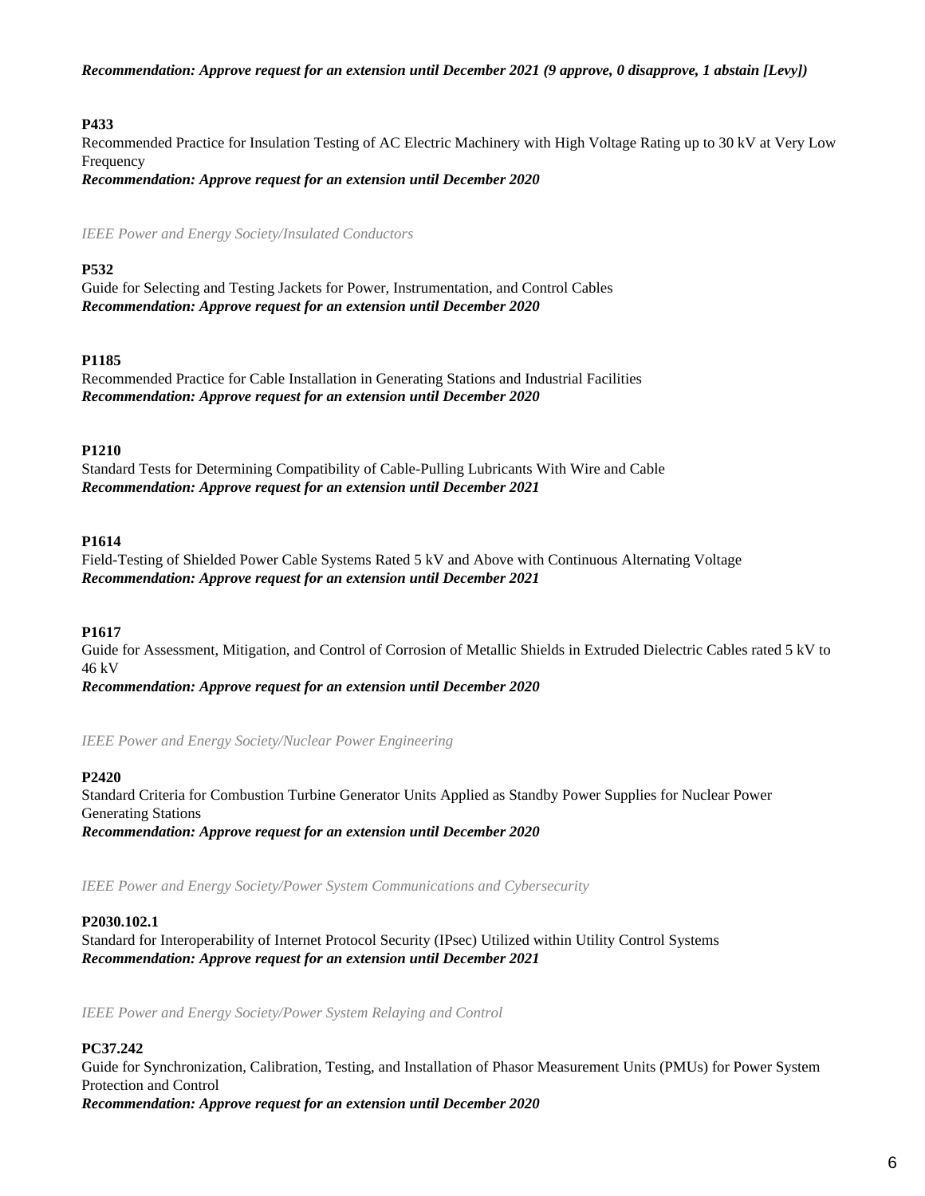***Recommendation: Approve request for an extension until December 2021 (9 approve, 0 disapprove, 1 abstain [Levy])***

**P433**
Recommended Practice for Insulation Testing of AC Electric Machinery with High Voltage Rating up to 30 kV at Very Low Frequency
***Recommendation: Approve request for an extension until December 2020***

*IEEE Power and Energy Society/Insulated Conductors*

**P532**
Guide for Selecting and Testing Jackets for Power, Instrumentation, and Control Cables
***Recommendation: Approve request for an extension until December 2020***

**P1185**
Recommended Practice for Cable Installation in Generating Stations and Industrial Facilities
***Recommendation: Approve request for an extension until December 2020***

**P1210**
Standard Tests for Determining Compatibility of Cable-Pulling Lubricants With Wire and Cable
***Recommendation: Approve request for an extension until December 2021***

**P1614**
Field-Testing of Shielded Power Cable Systems Rated 5 kV and Above with Continuous Alternating Voltage
***Recommendation: Approve request for an extension until December 2021***

**P1617**
Guide for Assessment, Mitigation, and Control of Corrosion of Metallic Shields in Extruded Dielectric Cables rated 5 kV to 46 kV
***Recommendation: Approve request for an extension until December 2020***

*IEEE Power and Energy Society/Nuclear Power Engineering*

**P2420**
Standard Criteria for Combustion Turbine Generator Units Applied as Standby Power Supplies for Nuclear Power Generating Stations
***Recommendation: Approve request for an extension until December 2020***

*IEEE Power and Energy Society/Power System Communications and Cybersecurity*

**P2030.102.1**
Standard for Interoperability of Internet Protocol Security (IPsec) Utilized within Utility Control Systems
***Recommendation: Approve request for an extension until December 2021***

*IEEE Power and Energy Society/Power System Relaying and Control*

**PC37.242**
Guide for Synchronization, Calibration, Testing, and Installation of Phasor Measurement Units (PMUs) for Power System Protection and Control
***Recommendation: Approve request for an extension until December 2020***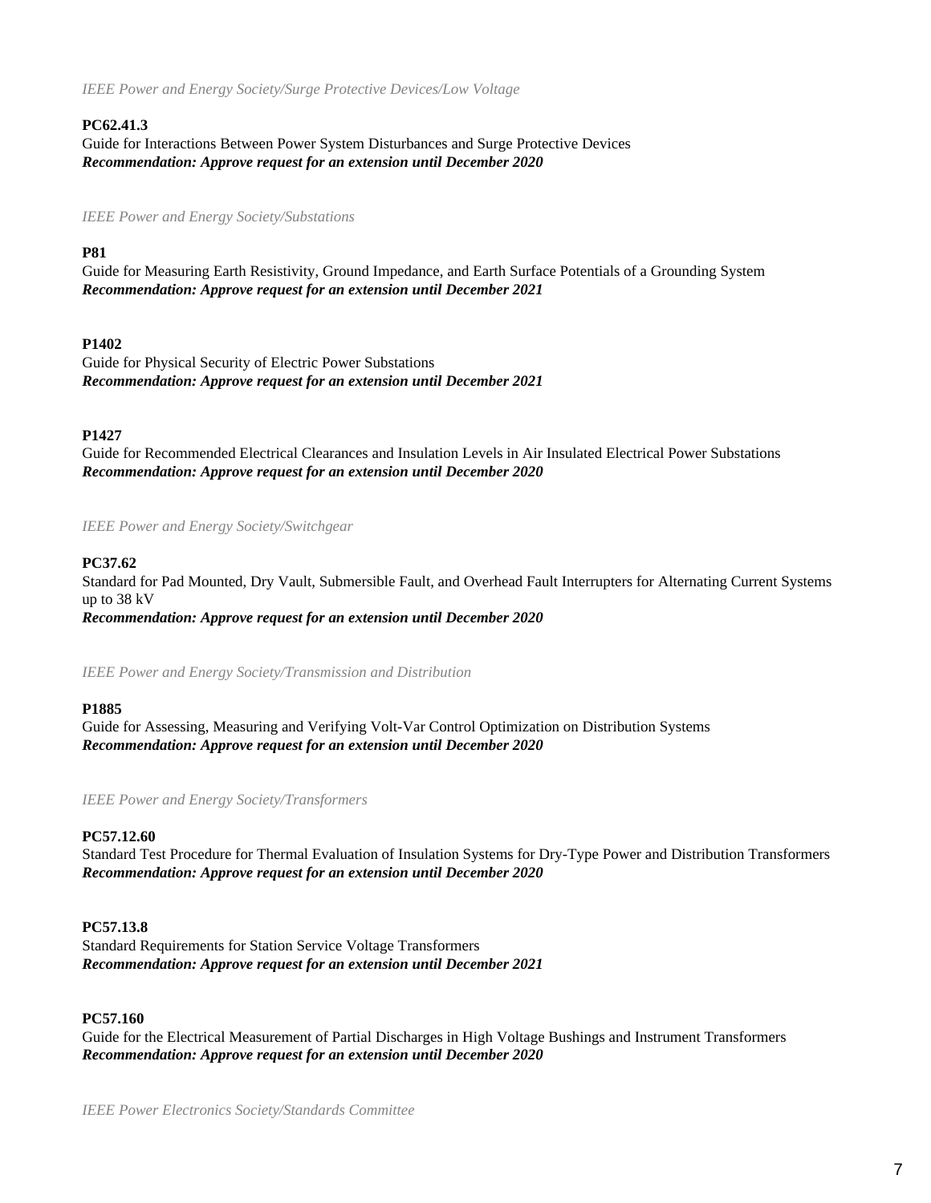*IEEE Power and Energy Society/Surge Protective Devices/Low Voltage*

**PC62.41.3**
Guide for Interactions Between Power System Disturbances and Surge Protective Devices
***Recommendation: Approve request for an extension until December 2020***

*IEEE Power and Energy Society/Substations*

**P81**
Guide for Measuring Earth Resistivity, Ground Impedance, and Earth Surface Potentials of a Grounding System
***Recommendation: Approve request for an extension until December 2021***

**P1402**
Guide for Physical Security of Electric Power Substations
***Recommendation: Approve request for an extension until December 2021***

**P1427**
Guide for Recommended Electrical Clearances and Insulation Levels in Air Insulated Electrical Power Substations
***Recommendation: Approve request for an extension until December 2020***

*IEEE Power and Energy Society/Switchgear*

**PC37.62**
Standard for Pad Mounted, Dry Vault, Submersible Fault, and Overhead Fault Interrupters for Alternating Current Systems up to 38 kV
***Recommendation: Approve request for an extension until December 2020***

*IEEE Power and Energy Society/Transmission and Distribution*

**P1885**
Guide for Assessing, Measuring and Verifying Volt-Var Control Optimization on Distribution Systems
***Recommendation: Approve request for an extension until December 2020***

*IEEE Power and Energy Society/Transformers*

**PC57.12.60**
Standard Test Procedure for Thermal Evaluation of Insulation Systems for Dry-Type Power and Distribution Transformers
***Recommendation: Approve request for an extension until December 2020***

**PC57.13.8**
Standard Requirements for Station Service Voltage Transformers
***Recommendation: Approve request for an extension until December 2021***

**PC57.160**
Guide for the Electrical Measurement of Partial Discharges in High Voltage Bushings and Instrument Transformers
***Recommendation: Approve request for an extension until December 2020***

*IEEE Power Electronics Society/Standards Committee*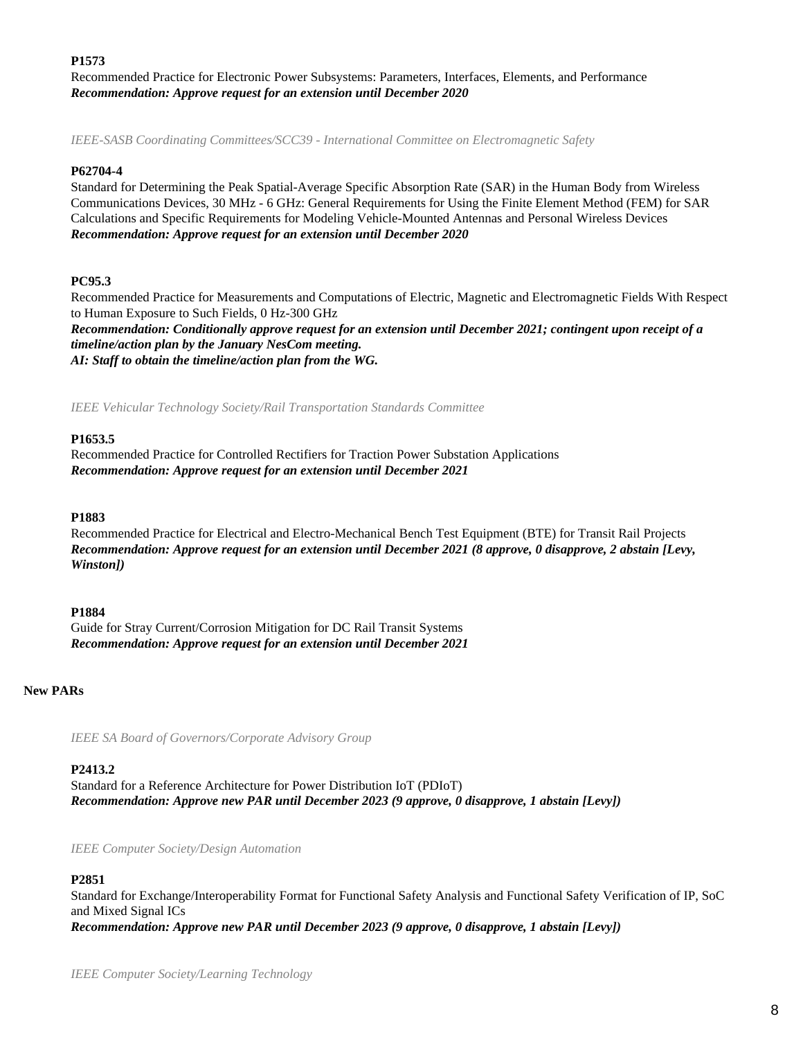**P1573**

Recommended Practice for Electronic Power Subsystems: Parameters, Interfaces, Elements, and Performance
***Recommendation: Approve request for an extension until December 2020***

*IEEE-SASB Coordinating Committees/SCC39 - International Committee on Electromagnetic Safety*

**P62704-4**

Standard for Determining the Peak Spatial-Average Specific Absorption Rate (SAR) in the Human Body from Wireless Communications Devices, 30 MHz - 6 GHz: General Requirements for Using the Finite Element Method (FEM) for SAR Calculations and Specific Requirements for Modeling Vehicle-Mounted Antennas and Personal Wireless Devices
***Recommendation: Approve request for an extension until December 2020***

**PC95.3**

Recommended Practice for Measurements and Computations of Electric, Magnetic and Electromagnetic Fields With Respect to Human Exposure to Such Fields, 0 Hz-300 GHz
***Recommendation: Conditionally approve request for an extension until December 2021; contingent upon receipt of a timeline/action plan by the January NesCom meeting.***
***AI: Staff to obtain the timeline/action plan from the WG.***

*IEEE Vehicular Technology Society/Rail Transportation Standards Committee*

**P1653.5**

Recommended Practice for Controlled Rectifiers for Traction Power Substation Applications
***Recommendation: Approve request for an extension until December 2021***

**P1883**

Recommended Practice for Electrical and Electro-Mechanical Bench Test Equipment (BTE) for Transit Rail Projects
***Recommendation: Approve request for an extension until December 2021 (8 approve, 0 disapprove, 2 abstain [Levy, Winston])***

**P1884**

Guide for Stray Current/Corrosion Mitigation for DC Rail Transit Systems
***Recommendation: Approve request for an extension until December 2021***

**New PARs**

*IEEE SA Board of Governors/Corporate Advisory Group*

**P2413.2**

Standard for a Reference Architecture for Power Distribution IoT (PDIoT)
***Recommendation: Approve new PAR until December 2023 (9 approve, 0 disapprove, 1 abstain [Levy])***

*IEEE Computer Society/Design Automation*

**P2851**

Standard for Exchange/Interoperability Format for Functional Safety Analysis and Functional Safety Verification of IP, SoC and Mixed Signal ICs
***Recommendation: Approve new PAR until December 2023 (9 approve, 0 disapprove, 1 abstain [Levy])***

*IEEE Computer Society/Learning Technology*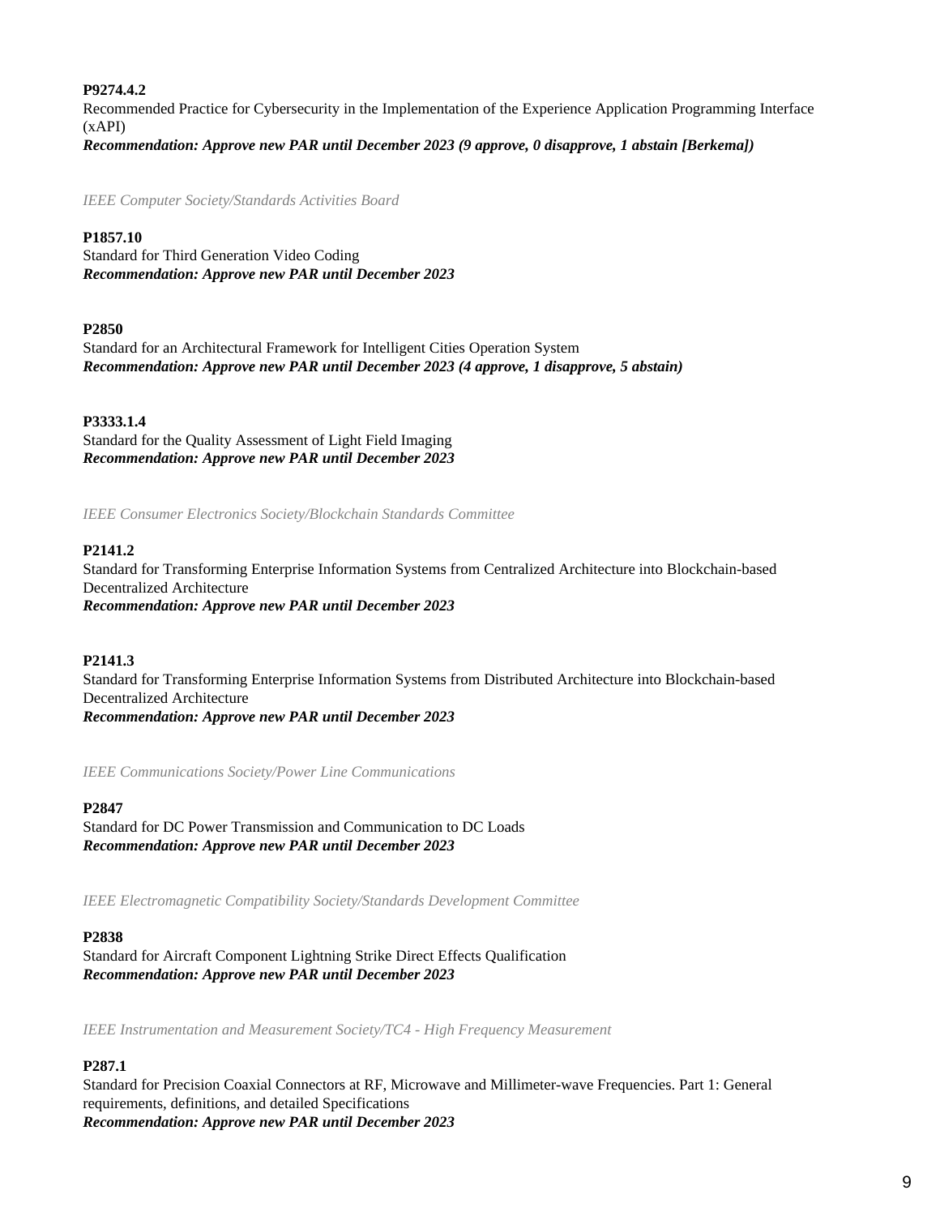**P9274.4.2**
Recommended Practice for Cybersecurity in the Implementation of the Experience Application Programming Interface (xAPI)
***Recommendation: Approve new PAR until December 2023 (9 approve, 0 disapprove, 1 abstain [Berkema])***

*IEEE Computer Society/Standards Activities Board*

**P1857.10**
Standard for Third Generation Video Coding
***Recommendation: Approve new PAR until December 2023***

**P2850**
Standard for an Architectural Framework for Intelligent Cities Operation System
***Recommendation: Approve new PAR until December 2023 (4 approve, 1 disapprove, 5 abstain)***

**P3333.1.4**
Standard for the Quality Assessment of Light Field Imaging
***Recommendation: Approve new PAR until December 2023***

*IEEE Consumer Electronics Society/Blockchain Standards Committee*

**P2141.2**
Standard for Transforming Enterprise Information Systems from Centralized Architecture into Blockchain-based Decentralized Architecture
***Recommendation: Approve new PAR until December 2023***

**P2141.3**
Standard for Transforming Enterprise Information Systems from Distributed Architecture into Blockchain-based Decentralized Architecture
***Recommendation: Approve new PAR until December 2023***

*IEEE Communications Society/Power Line Communications*

**P2847**
Standard for DC Power Transmission and Communication to DC Loads
***Recommendation: Approve new PAR until December 2023***

*IEEE Electromagnetic Compatibility Society/Standards Development Committee*

**P2838**
Standard for Aircraft Component Lightning Strike Direct Effects Qualification
***Recommendation: Approve new PAR until December 2023***

*IEEE Instrumentation and Measurement Society/TC4 - High Frequency Measurement*

**P287.1**
Standard for Precision Coaxial Connectors at RF, Microwave and Millimeter-wave Frequencies. Part 1: General requirements, definitions, and detailed Specifications
***Recommendation: Approve new PAR until December 2023***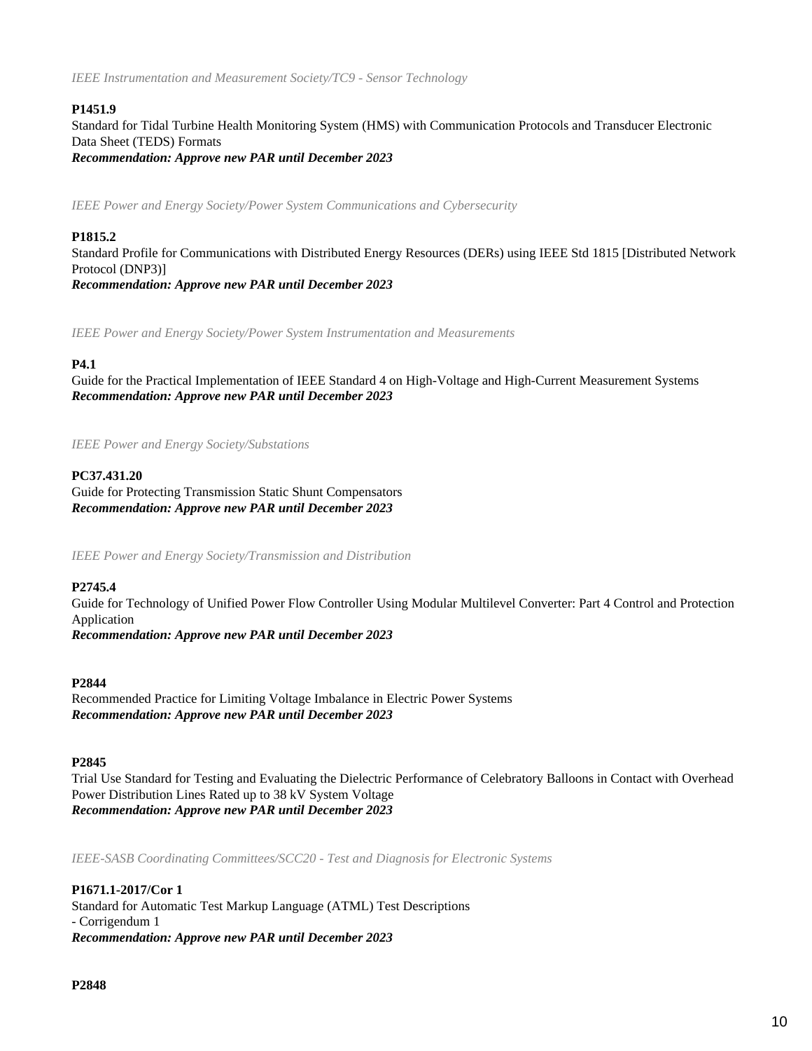*IEEE Instrumentation and Measurement Society/TC9 - Sensor Technology*

**P1451.9**
Standard for Tidal Turbine Health Monitoring System (HMS) with Communication Protocols and Transducer Electronic Data Sheet (TEDS) Formats
***Recommendation: Approve new PAR until December 2023***

*IEEE Power and Energy Society/Power System Communications and Cybersecurity*

**P1815.2**
Standard Profile for Communications with Distributed Energy Resources (DERs) using IEEE Std 1815 [Distributed Network Protocol (DNP3)]
***Recommendation: Approve new PAR until December 2023***

*IEEE Power and Energy Society/Power System Instrumentation and Measurements*

**P4.1**
Guide for the Practical Implementation of IEEE Standard 4 on High-Voltage and High-Current Measurement Systems
***Recommendation: Approve new PAR until December 2023***

*IEEE Power and Energy Society/Substations*

**PC37.431.20**
Guide for Protecting Transmission Static Shunt Compensators
***Recommendation: Approve new PAR until December 2023***

*IEEE Power and Energy Society/Transmission and Distribution*

**P2745.4**
Guide for Technology of Unified Power Flow Controller Using Modular Multilevel Converter: Part 4 Control and Protection Application
***Recommendation: Approve new PAR until December 2023***

**P2844**
Recommended Practice for Limiting Voltage Imbalance in Electric Power Systems
***Recommendation: Approve new PAR until December 2023***

**P2845**
Trial Use Standard for Testing and Evaluating the Dielectric Performance of Celebratory Balloons in Contact with Overhead Power Distribution Lines Rated up to 38 kV System Voltage
***Recommendation: Approve new PAR until December 2023***

*IEEE-SASB Coordinating Committees/SCC20 - Test and Diagnosis for Electronic Systems*

**P1671.1-2017/Cor 1**
Standard for Automatic Test Markup Language (ATML) Test Descriptions
- Corrigendum 1
***Recommendation: Approve new PAR until December 2023***

**P2848**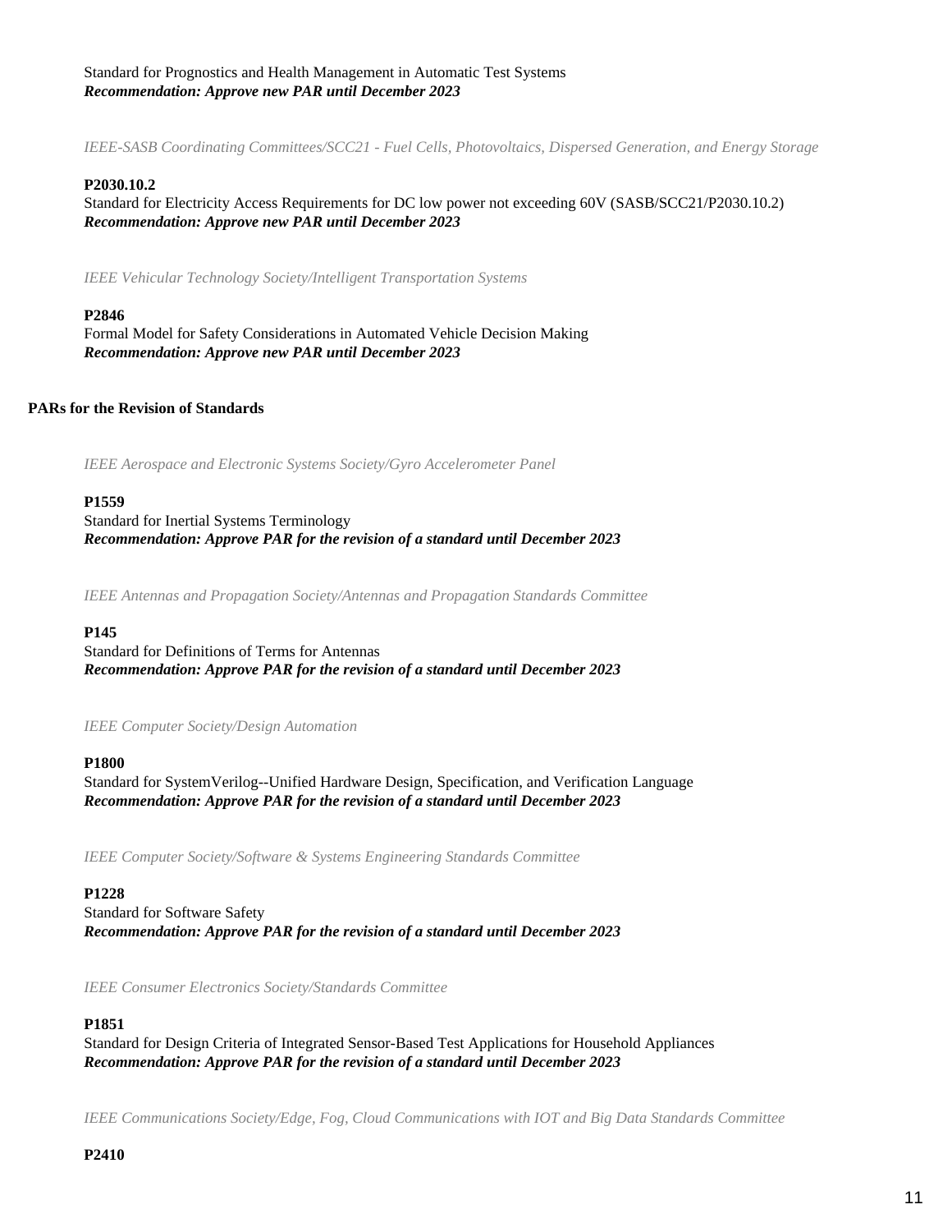Standard for Prognostics and Health Management in Automatic Test Systems
***Recommendation: Approve new PAR until December 2023***

*IEEE-SASB Coordinating Committees/SCC21 - Fuel Cells, Photovoltaics, Dispersed Generation, and Energy Storage*

**P2030.10.2**
Standard for Electricity Access Requirements for DC low power not exceeding 60V (SASB/SCC21/P2030.10.2)
***Recommendation: Approve new PAR until December 2023***

*IEEE Vehicular Technology Society/Intelligent Transportation Systems*

**P2846**
Formal Model for Safety Considerations in Automated Vehicle Decision Making
***Recommendation: Approve new PAR until December 2023***

**PARs for the Revision of Standards**

*IEEE Aerospace and Electronic Systems Society/Gyro Accelerometer Panel*

**P1559**
Standard for Inertial Systems Terminology
***Recommendation: Approve PAR for the revision of a standard until December 2023***

*IEEE Antennas and Propagation Society/Antennas and Propagation Standards Committee*

**P145**
Standard for Definitions of Terms for Antennas
***Recommendation: Approve PAR for the revision of a standard until December 2023***

*IEEE Computer Society/Design Automation*

**P1800**
Standard for SystemVerilog--Unified Hardware Design, Specification, and Verification Language
***Recommendation: Approve PAR for the revision of a standard until December 2023***

*IEEE Computer Society/Software & Systems Engineering Standards Committee*

**P1228**
Standard for Software Safety
***Recommendation: Approve PAR for the revision of a standard until December 2023***

*IEEE Consumer Electronics Society/Standards Committee*

**P1851**
Standard for Design Criteria of Integrated Sensor-Based Test Applications for Household Appliances
***Recommendation: Approve PAR for the revision of a standard until December 2023***

*IEEE Communications Society/Edge, Fog, Cloud Communications with IOT and Big Data Standards Committee*

**P2410**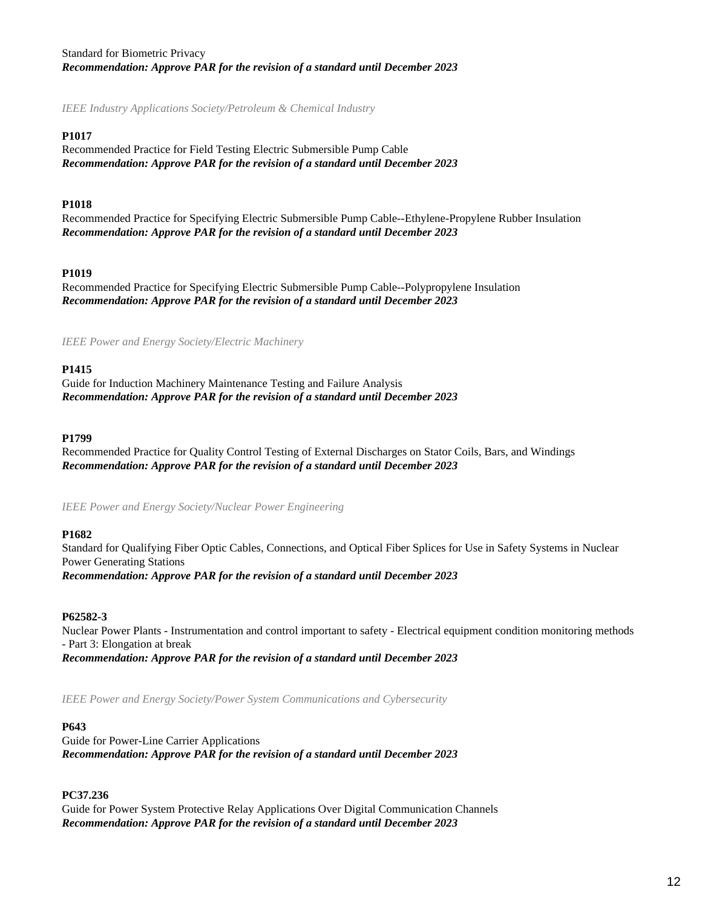Standard for Biometric Privacy
***Recommendation: Approve PAR for the revision of a standard until December 2023***

*IEEE Industry Applications Society/Petroleum & Chemical Industry*

**P1017**
Recommended Practice for Field Testing Electric Submersible Pump Cable
***Recommendation: Approve PAR for the revision of a standard until December 2023***

**P1018**
Recommended Practice for Specifying Electric Submersible Pump Cable--Ethylene-Propylene Rubber Insulation
***Recommendation: Approve PAR for the revision of a standard until December 2023***

**P1019**
Recommended Practice for Specifying Electric Submersible Pump Cable--Polypropylene Insulation
***Recommendation: Approve PAR for the revision of a standard until December 2023***

*IEEE Power and Energy Society/Electric Machinery*

**P1415**
Guide for Induction Machinery Maintenance Testing and Failure Analysis
***Recommendation: Approve PAR for the revision of a standard until December 2023***

**P1799**
Recommended Practice for Quality Control Testing of External Discharges on Stator Coils, Bars, and Windings
***Recommendation: Approve PAR for the revision of a standard until December 2023***

*IEEE Power and Energy Society/Nuclear Power Engineering*

**P1682**
Standard for Qualifying Fiber Optic Cables, Connections, and Optical Fiber Splices for Use in Safety Systems in Nuclear Power Generating Stations
***Recommendation: Approve PAR for the revision of a standard until December 2023***

**P62582-3**
Nuclear Power Plants - Instrumentation and control important to safety - Electrical equipment condition monitoring methods - Part 3: Elongation at break
***Recommendation: Approve PAR for the revision of a standard until December 2023***

*IEEE Power and Energy Society/Power System Communications and Cybersecurity*

**P643**
Guide for Power-Line Carrier Applications
***Recommendation: Approve PAR for the revision of a standard until December 2023***

**PC37.236**
Guide for Power System Protective Relay Applications Over Digital Communication Channels
***Recommendation: Approve PAR for the revision of a standard until December 2023***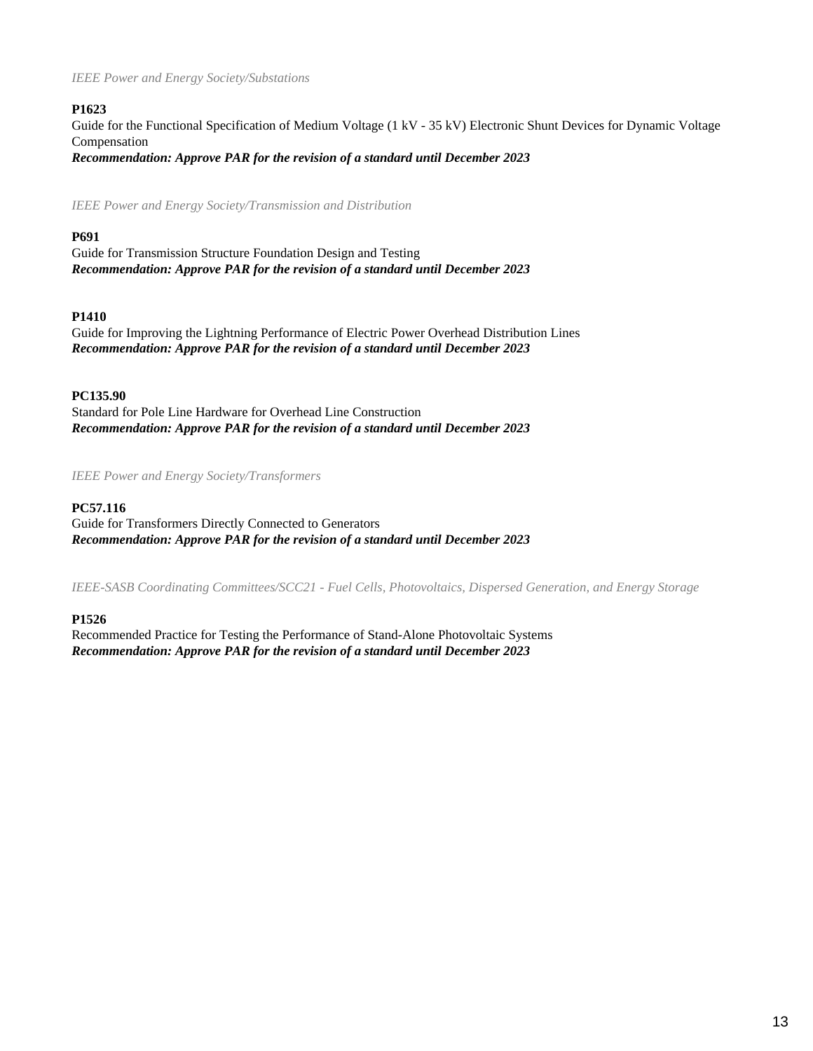*IEEE Power and Energy Society/Substations*

**P1623**
Guide for the Functional Specification of Medium Voltage (1 kV - 35 kV) Electronic Shunt Devices for Dynamic Voltage Compensation
***Recommendation: Approve PAR for the revision of a standard until December 2023***

*IEEE Power and Energy Society/Transmission and Distribution*

**P691**
Guide for Transmission Structure Foundation Design and Testing
***Recommendation: Approve PAR for the revision of a standard until December 2023***

**P1410**
Guide for Improving the Lightning Performance of Electric Power Overhead Distribution Lines
***Recommendation: Approve PAR for the revision of a standard until December 2023***

**PC135.90**
Standard for Pole Line Hardware for Overhead Line Construction
***Recommendation: Approve PAR for the revision of a standard until December 2023***

*IEEE Power and Energy Society/Transformers*

**PC57.116**
Guide for Transformers Directly Connected to Generators
***Recommendation: Approve PAR for the revision of a standard until December 2023***

*IEEE-SASB Coordinating Committees/SCC21 - Fuel Cells, Photovoltaics, Dispersed Generation, and Energy Storage*

**P1526**
Recommended Practice for Testing the Performance of Stand-Alone Photovoltaic Systems
***Recommendation: Approve PAR for the revision of a standard until December 2023***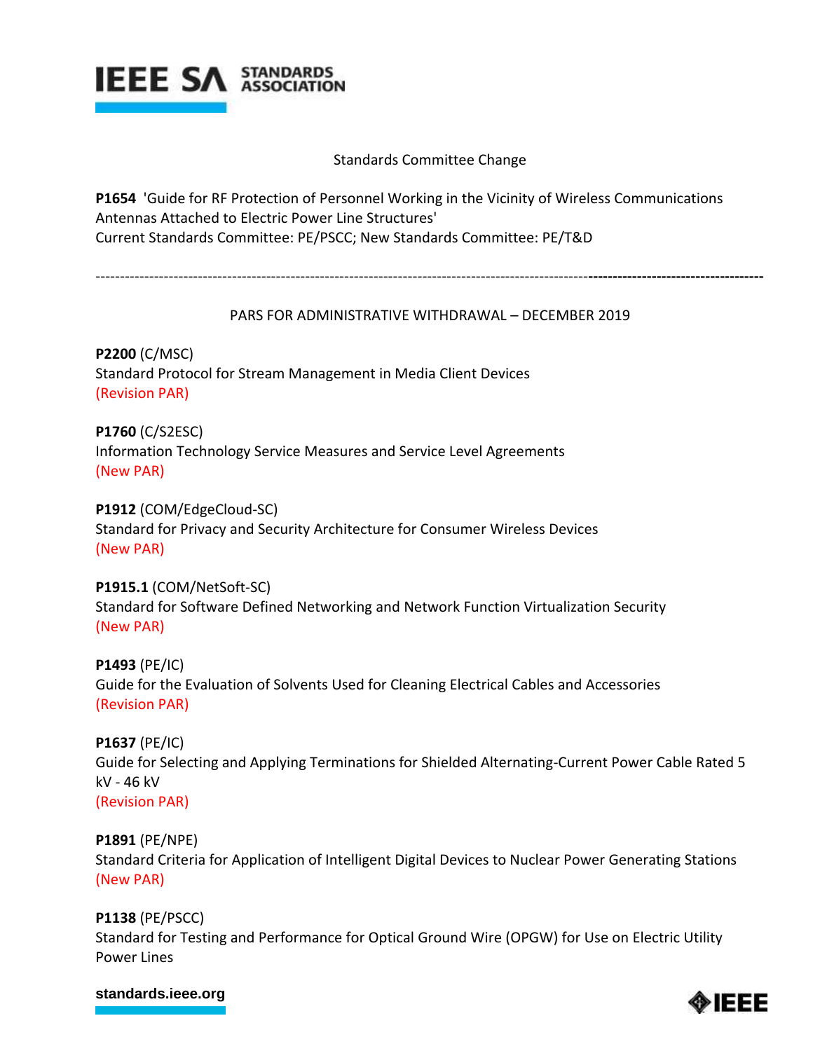Standards Committee Change

**P1654** 'Guide for RF Protection of Personnel Working in the Vicinity of Wireless Communications Antennas Attached to Electric Power Line Structures'
Current Standards Committee: PE/PSCC; New Standards Committee: PE/T&D

---

PARS FOR ADMINISTRATIVE WITHDRAWAL – DECEMBER 2019

**P2200** (C/MSC)
Standard Protocol for Stream Management in Media Client Devices
(Revision PAR)

**P1760** (C/S2ESC)
Information Technology Service Measures and Service Level Agreements
(New PAR)

**P1912** (COM/EdgeCloud-SC)
Standard for Privacy and Security Architecture for Consumer Wireless Devices
(New PAR)

**P1915.1** (COM/NetSoft-SC)
Standard for Software Defined Networking and Network Function Virtualization Security
(New PAR)

**P1493** (PE/IC)
Guide for the Evaluation of Solvents Used for Cleaning Electrical Cables and Accessories
(Revision PAR)

**P1637** (PE/IC)
Guide for Selecting and Applying Terminations for Shielded Alternating-Current Power Cable Rated 5 kV - 46 kV
(Revision PAR)

**P1891** (PE/NPE)
Standard Criteria for Application of Intelligent Digital Devices to Nuclear Power Generating Stations
(New PAR)

**P1138** (PE/PSCC)
Standard for Testing and Performance for Optical Ground Wire (OPGW) for Use on Electric Utility Power Lines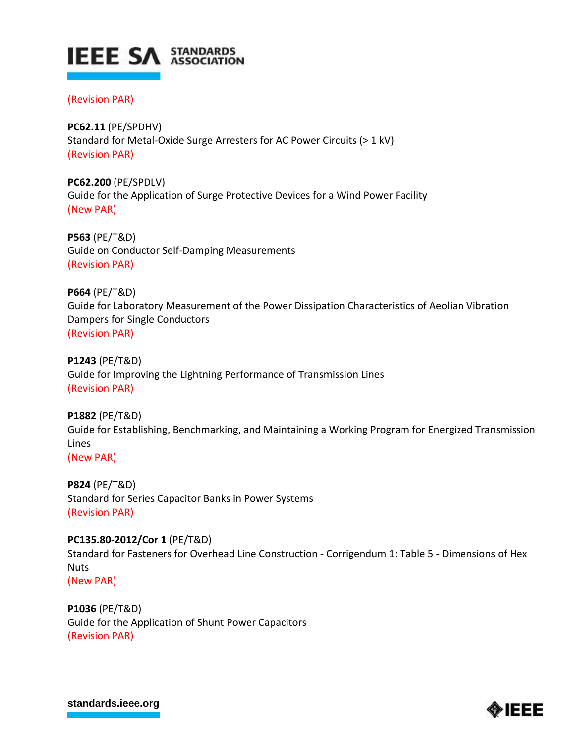(Revision PAR)

**PC62.11** (PE/SPDHV)
Standard for Metal-Oxide Surge Arresters for AC Power Circuits (> 1 kV)
(Revision PAR)

**PC62.200** (PE/SPDLV)
Guide for the Application of Surge Protective Devices for a Wind Power Facility
(New PAR)

**P563** (PE/T&D)
Guide on Conductor Self-Damping Measurements
(Revision PAR)

**P664** (PE/T&D)
Guide for Laboratory Measurement of the Power Dissipation Characteristics of Aeolian Vibration Dampers for Single Conductors
(Revision PAR)

**P1243** (PE/T&D)
Guide for Improving the Lightning Performance of Transmission Lines
(Revision PAR)

**P1882** (PE/T&D)
Guide for Establishing, Benchmarking, and Maintaining a Working Program for Energized Transmission Lines
(New PAR)

**P824** (PE/T&D)
Standard for Series Capacitor Banks in Power Systems
(Revision PAR)

**PC135.80-2012/Cor 1** (PE/T&D)
Standard for Fasteners for Overhead Line Construction - Corrigendum 1: Table 5 - Dimensions of Hex Nuts
(New PAR)

**P1036** (PE/T&D)
Guide for the Application of Shunt Power Capacitors
(Revision PAR)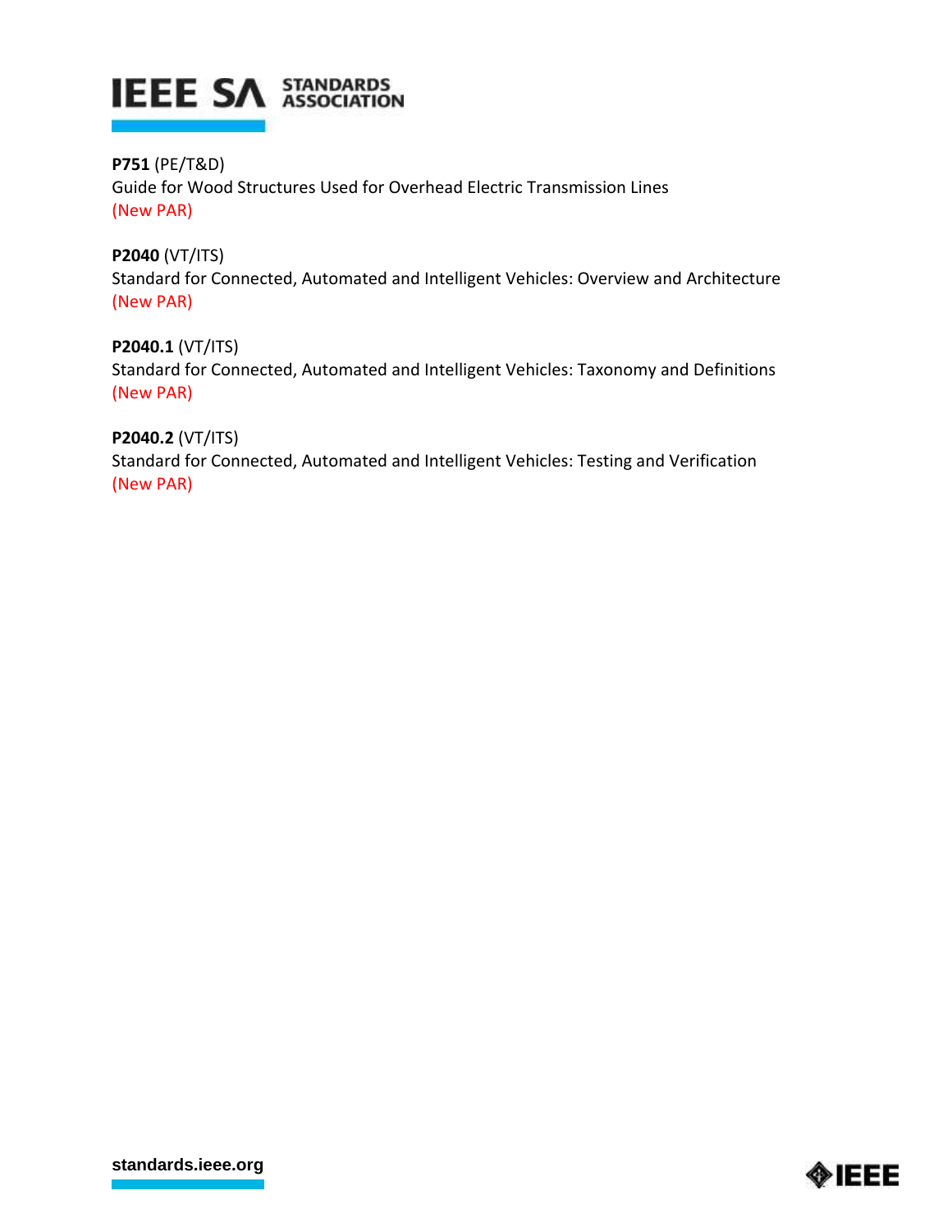**P751** (PE/T&D)
Guide for Wood Structures Used for Overhead Electric Transmission Lines
(New PAR)

**P2040** (VT/ITS)
Standard for Connected, Automated and Intelligent Vehicles: Overview and Architecture
(New PAR)

**P2040.1** (VT/ITS)
Standard for Connected, Automated and Intelligent Vehicles: Taxonomy and Definitions
(New PAR)

**P2040.2** (VT/ITS)
Standard for Connected, Automated and Intelligent Vehicles: Testing and Verification
(New PAR)